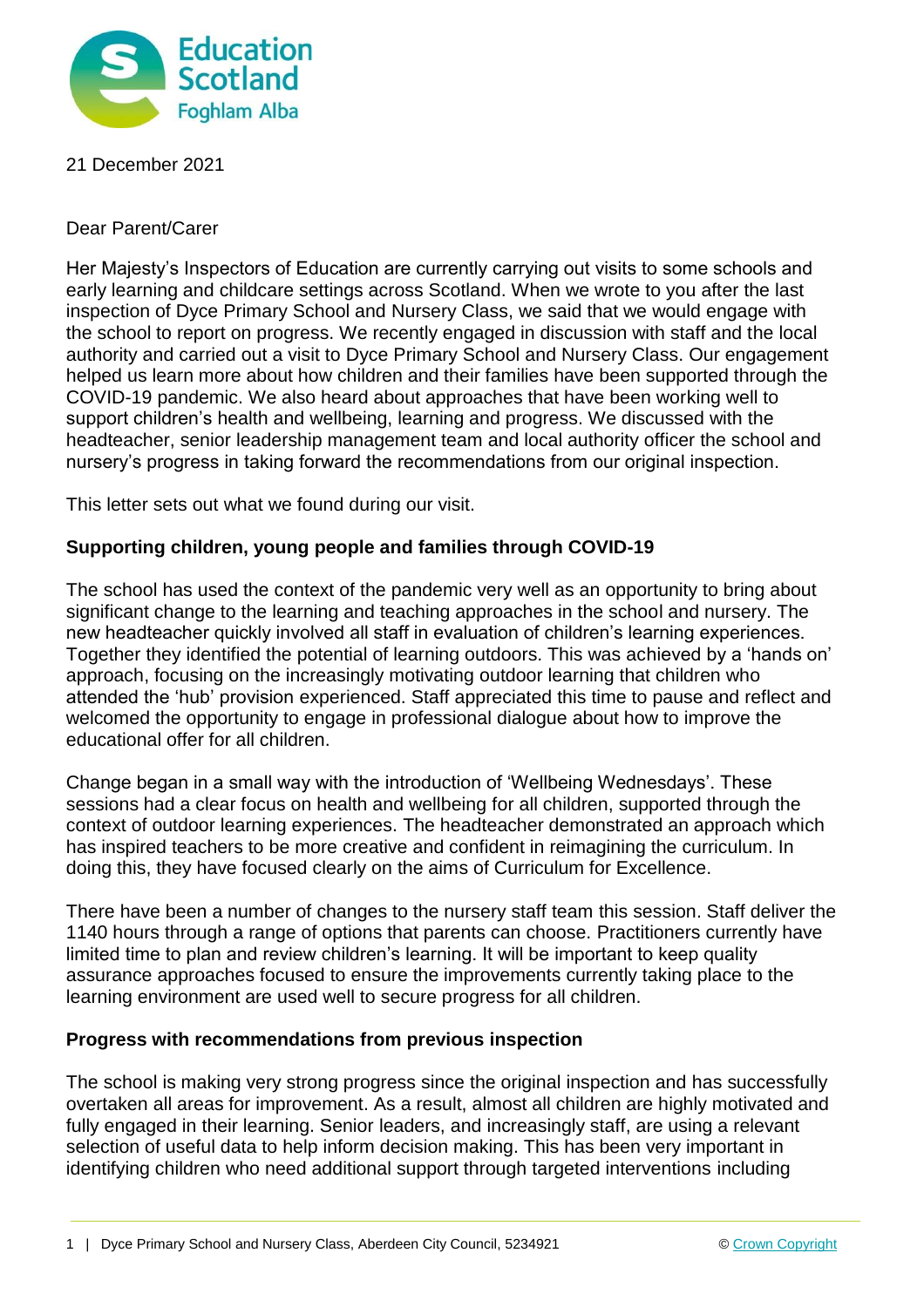21 December 2021

Dear Parent/Carer

Her Majesty's Inspectors of Education are currently carrying out visits to some schools and early learning and childcare settings across Scotland. When we wrote to you after the last inspection of Dyce Primary School and Nursery Class, we said that we would engage with the school to report on progress. We recently engaged in discussion with staff and the local authority and carried out a visit to Dyce Primary School and Nursery Class. Our engagement helped us learn more about how children and their families have been supported through the COVID-19 pandemic. We also heard about approaches that have been working well to support children's health and wellbeing, learning and progress. We discussed with the headteacher, senior leadership management team and local authority officer the school and nursery's progress in taking forward the recommendations from our original inspection.

This letter sets out what we found during our visit.

## Supporting children, young people and families through COVID-19

The school has used the context of the pandemic very well as an opportunity to bring about significant change to the learning and teaching approaches in the school and nursery. The new headteacher quickly involved all staff in evaluation of children's learning experiences. Together they identified the potential of learning outdoors. This was achieved by a 'hands on' approach, focusing on the increasingly motivating outdoor learning that children who attended the 'hub' provision experienced. Staff appreciated this time to pause and reflect and welcomed the opportunity to engage in professional dialogue about how to improve the educational offer for all children.

Change began in a small way with the introduction of 'Wellbeing Wednesdays'. These sessions had a clear focus on health and wellbeing for all children, supported through the context of outdoor learning experiences. The headteacher demonstrated an approach which has inspired teachers to be more creative and confident in reimagining the curriculum. In doing this, they have focused clearly on the aims of Curriculum for Excellence.

There have been a number of changes to the nursery staff team this session. Staff deliver the 1140 hours through a range of options that parents can choose. Practitioners currently have limited time to plan and review children's learning. It will be important to keep quality assurance approaches focused to ensure the improvements currently taking place to the learning environment are used well to secure progress for all children.

## Progress with recommendations from previous inspection

The school is making very strong progress since the original inspection and has successfully overtaken all areas for improvement. As a result, almost all children are highly motivated and fully engaged in their learning. Senior leaders, and increasingly staff, are using a relevant selection of useful data to help inform decision making. This has been very important in identifying children who need additional support through targeted interventions including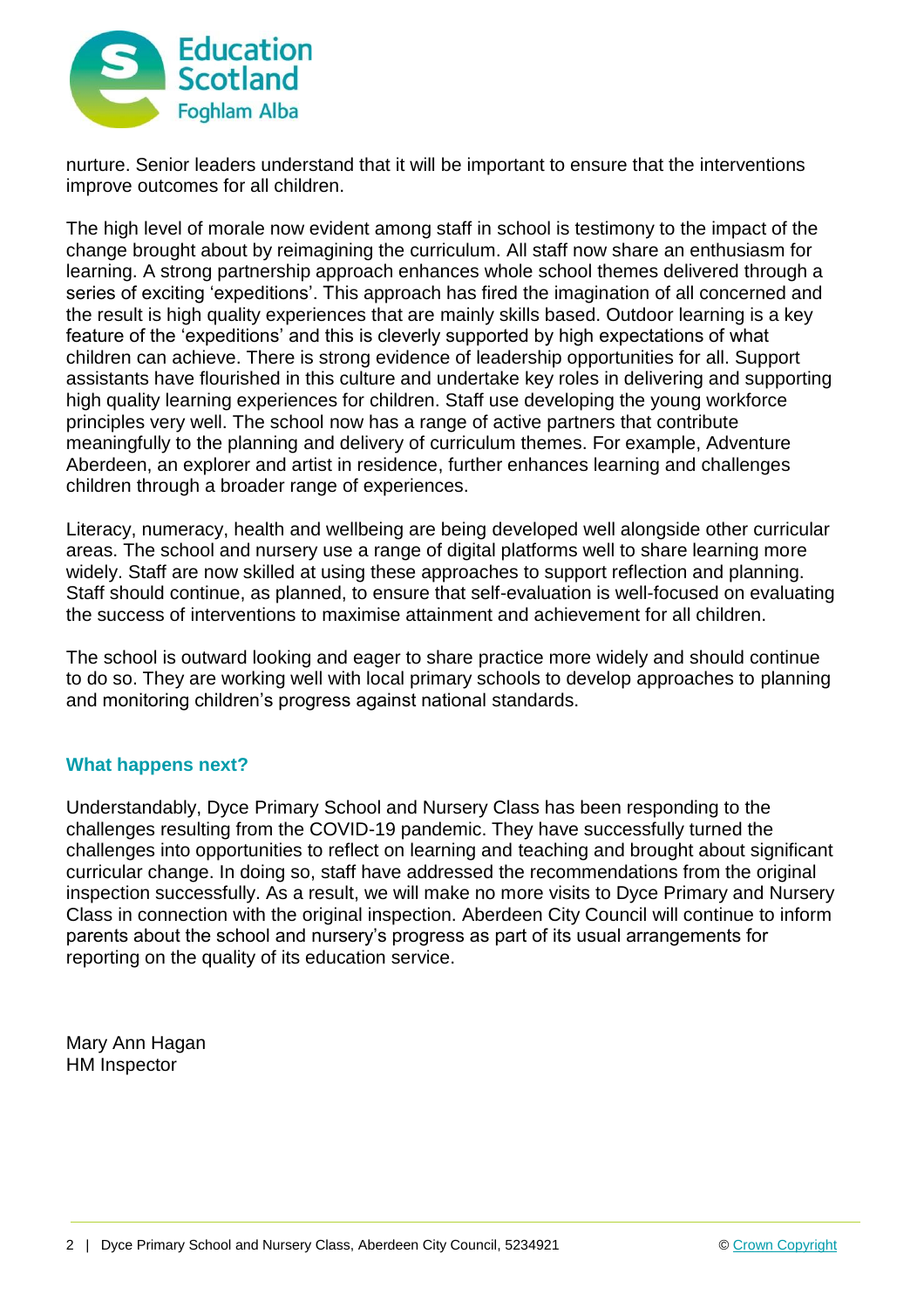nurture. Senior leaders understand that it will be important to ensure that the interventions improve outcomes for all children.

The high level of morale now evident among staff in school is testimony to the impact of the change brought about by reimagining the curriculum. All staff now share an enthusiasm for learning. A strong partnership approach enhances whole school themes delivered through a series of exciting 'expeditions'. This approach has fired the imagination of all concerned and the result is high quality experiences that are mainly skills based. Outdoor learning is a key feature of the 'expeditions' and this is cleverly supported by high expectations of what children can achieve. There is strong evidence of leadership opportunities for all. Support assistants have flourished in this culture and undertake key roles in delivering and supporting high quality learning experiences for children. Staff use developing the young workforce principles very well. The school now has a range of active partners that contribute meaningfully to the planning and delivery of curriculum themes. For example, Adventure Aberdeen, an explorer and artist in residence, further enhances learning and challenges children through a broader range of experiences.

Literacy, numeracy, health and wellbeing are being developed well alongside other curricular areas. The school and nursery use a range of digital platforms well to share learning more widely. Staff are now skilled at using these approaches to support reflection and planning. Staff should continue, as planned, to ensure that self-evaluation is well-focused on evaluating the success of interventions to maximise attainment and achievement for all children.

The school is outward looking and eager to share practice more widely and should continue to do so. They are working well with local primary schools to develop approaches to planning and monitoring children's progress against national standards.

### What happens next?

Understandably, Dyce Primary School and Nursery Class has been responding to the challenges resulting from the COVID-19 pandemic. They have successfully turned the challenges into opportunities to reflect on learning and teaching and brought about significant curricular change. In doing so, staff have addressed the recommendations from the original inspection successfully. As a result, we will make no more visits to Dyce Primary and Nursery Class in connection with the original inspection. Aberdeen City Council will continue to inform parents about the school and nursery's progress as part of its usual arrangements for reporting on the quality of its education service.

Mary Ann Hagan
HM Inspector